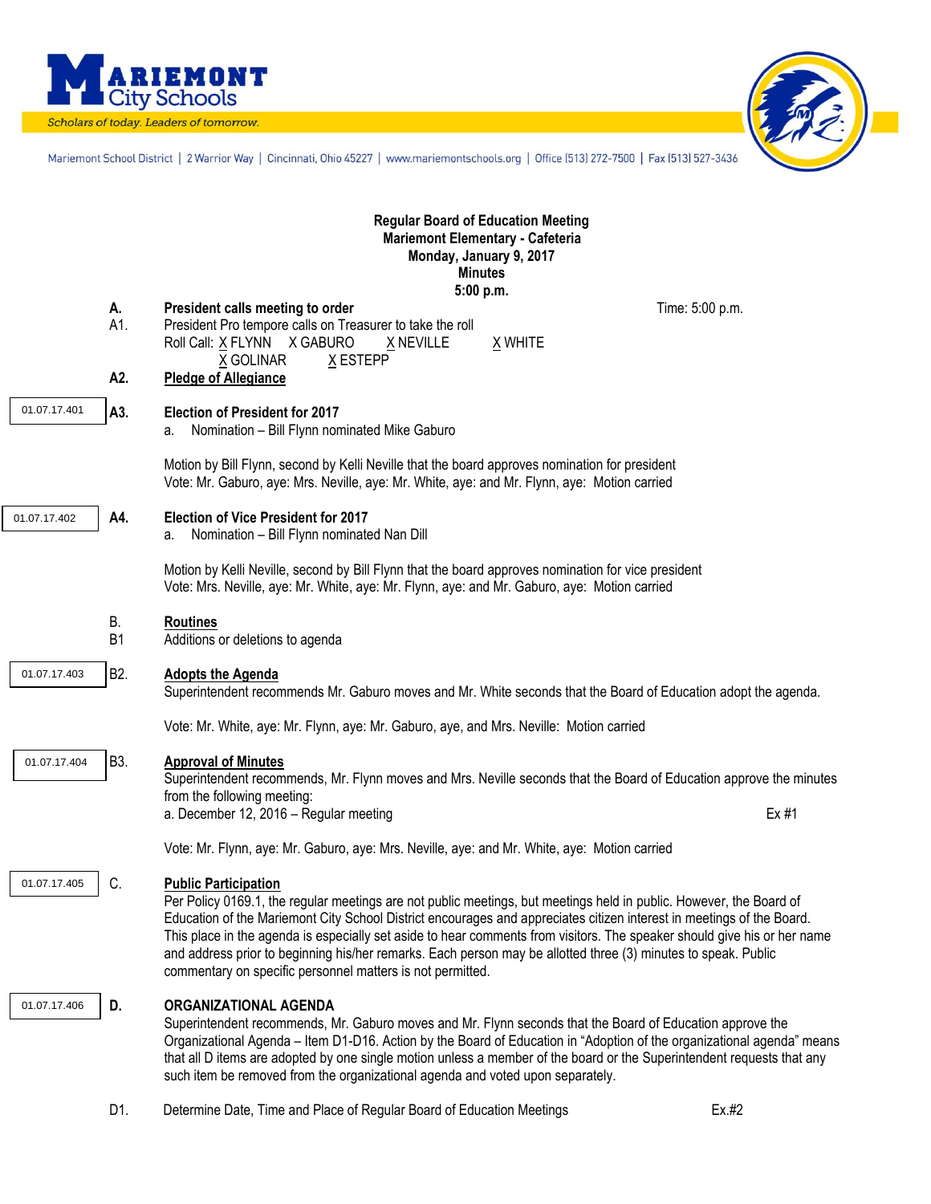**MARIEMONT City Schools**

*Scholars of today. Leaders of tomorrow.*

Mariemont School District | 2 Warrior Way | Cincinnati, Ohio 45227 | www.mariemontschools.org | Office (513) 272-7500 | Fax (513) 527-3436

**Regular Board of Education Meeting**
**Mariemont Elementary - Cafeteria**
**Monday, January 9, 2017**
**Minutes**
**5:00 p.m.**

**A. President calls meeting to order** — Time: 5:00 p.m.

A1. President Pro tempore calls on Treasurer to take the roll

Roll Call: X FLYNN  X GABURO  X NEVILLE  X WHITE  X GOLINAR  X ESTEPP

**A2. Pledge of Allegiance**

01.07.17.401 — **A3. Election of President for 2017**

a. Nomination – Bill Flynn nominated Mike Gaburo

Motion by Bill Flynn, second by Kelli Neville that the board approves nomination for president
Vote: Mr. Gaburo, aye: Mrs. Neville, aye: Mr. White, aye: and Mr. Flynn, aye: Motion carried

01.07.17.402 — **A4. Election of Vice President for 2017**

a. Nomination – Bill Flynn nominated Nan Dill

Motion by Kelli Neville, second by Bill Flynn that the board approves nomination for vice president
Vote: Mrs. Neville, aye: Mr. White, aye: Mr. Flynn, aye: and Mr. Gaburo, aye: Motion carried

B. **Routines**

B1 Additions or deletions to agenda

01.07.17.403 — B2. **Adopts the Agenda**

Superintendent recommends Mr. Gaburo moves and Mr. White seconds that the Board of Education adopt the agenda.

Vote: Mr. White, aye: Mr. Flynn, aye: Mr. Gaburo, aye, and Mrs. Neville: Motion carried

01.07.17.404 — B3. **Approval of Minutes**

Superintendent recommends, Mr. Flynn moves and Mrs. Neville seconds that the Board of Education approve the minutes from the following meeting:

a. December 12, 2016 – Regular meeting — Ex #1

Vote: Mr. Flynn, aye: Mr. Gaburo, aye: Mrs. Neville, aye: and Mr. White, aye: Motion carried

01.07.17.405 — C. **Public Participation**

Per Policy 0169.1, the regular meetings are not public meetings, but meetings held in public. However, the Board of Education of the Mariemont City School District encourages and appreciates citizen interest in meetings of the Board. This place in the agenda is especially set aside to hear comments from visitors. The speaker should give his or her name and address prior to beginning his/her remarks. Each person may be allotted three (3) minutes to speak. Public commentary on specific personnel matters is not permitted.

01.07.17.406 — **D. ORGANIZATIONAL AGENDA**

Superintendent recommends, Mr. Gaburo moves and Mr. Flynn seconds that the Board of Education approve the Organizational Agenda – Item D1-D16. Action by the Board of Education in "Adoption of the organizational agenda" means that all D items are adopted by one single motion unless a member of the board or the Superintendent requests that any such item be removed from the organizational agenda and voted upon separately.

D1. Determine Date, Time and Place of Regular Board of Education Meetings — Ex.#2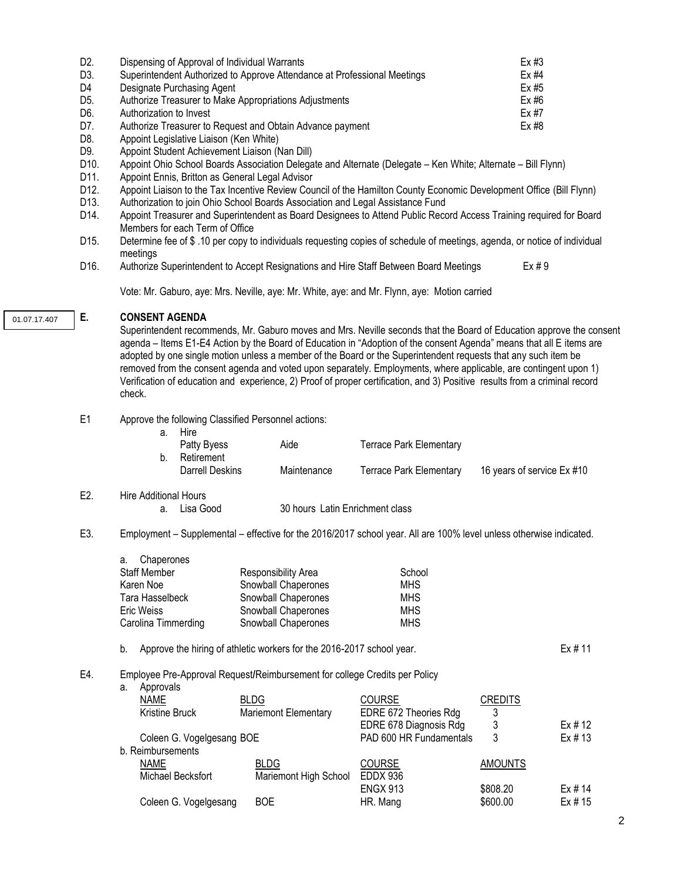| | | |
|---|---|---|
| D2. | Dispensing of Approval of Individual Warrants | Ex #3 |
| D3. | Superintendent Authorized to Approve Attendance at Professional Meetings | Ex #4 |
| D4 | Designate Purchasing Agent | Ex #5 |
| D5. | Authorize Treasurer to Make Appropriations Adjustments | Ex #6 |
| D6. | Authorization to Invest | Ex #7 |
| D7. | Authorize Treasurer to Request and Obtain Advance payment | Ex #8 |
| D8. | Appoint Legislative Liaison (Ken White) | |
| D9. | Appoint Student Achievement Liaison (Nan Dill) | |
| D10. | Appoint Ohio School Boards Association Delegate and Alternate (Delegate – Ken White; Alternate – Bill Flynn) | |
| D11. | Appoint Ennis, Britton as General Legal Advisor | |
| D12. | Appoint Liaison to the Tax Incentive Review Council of the Hamilton County Economic Development Office (Bill Flynn) | |
| D13. | Authorization to join Ohio School Boards Association and Legal Assistance Fund | |
| D14. | Appoint Treasurer and Superintendent as Board Designees to Attend Public Record Access Training required for Board Members for each Term of Office | |
| D15. | Determine fee of $ .10 per copy to individuals requesting copies of schedule of meetings, agenda, or notice of individual meetings | |
| D16. | Authorize Superintendent to Accept Resignations and Hire Staff Between Board Meetings | Ex # 9 |

Vote: Mr. Gaburo, aye: Mrs. Neville, aye: Mr. White, aye: and Mr. Flynn, aye: Motion carried

01.07.17.407

## E. CONSENT AGENDA

Superintendent recommends, Mr. Gaburo moves and Mrs. Neville seconds that the Board of Education approve the consent agenda – Items E1-E4 Action by the Board of Education in "Adoption of the consent Agenda" means that all E items are adopted by one single motion unless a member of the Board or the Superintendent requests that any such item be removed from the consent agenda and voted upon separately. Employments, where applicable, are contingent upon 1) Verification of education and experience, 2) Proof of proper certification, and 3) Positive results from a criminal record check.

E1 Approve the following Classified Personnel actions:

| | | | |
|---|---|---|---|
| a. Hire | | | |
| Patty Byess | Aide | Terrace Park Elementary | |
| b. Retirement | | | |
| Darrell Deskins | Maintenance | Terrace Park Elementary | 16 years of service Ex #10 |

E2. Hire Additional Hours

a. Lisa Good — 30 hours Latin Enrichment class

E3. Employment – Supplemental – effective for the 2016/2017 school year. All are 100% level unless otherwise indicated.

a. Chaperones

| Staff Member | Responsibility Area | School |
|---|---|---|
| Karen Noe | Snowball Chaperones | MHS |
| Tara Hasselbeck | Snowball Chaperones | MHS |
| Eric Weiss | Snowball Chaperones | MHS |
| Carolina Timmerding | Snowball Chaperones | MHS |

b. Approve the hiring of athletic workers for the 2016-2017 school year. Ex # 11

E4. Employee Pre-Approval Request/Reimbursement for college Credits per Policy

a. Approvals

| NAME | BLDG | COURSE | CREDITS | |
|---|---|---|---|---|
| Kristine Bruck | Mariemont Elementary | EDRE 672 Theories Rdg | 3 | |
| | | EDRE 678 Diagnosis Rdg | 3 | Ex # 12 |
| Coleen G. Vogelgesang | BOE | PAD 600 HR Fundamentals | 3 | Ex # 13 |

b. Reimbursements

| NAME | BLDG | COURSE | AMOUNTS | |
|---|---|---|---|---|
| Michael Becksfort | Mariemont High School | EDDX 936 | | |
| | | ENGX 913 | $808.20 | Ex # 14 |
| Coleen G. Vogelgesang | BOE | HR. Mang | $600.00 | Ex # 15 |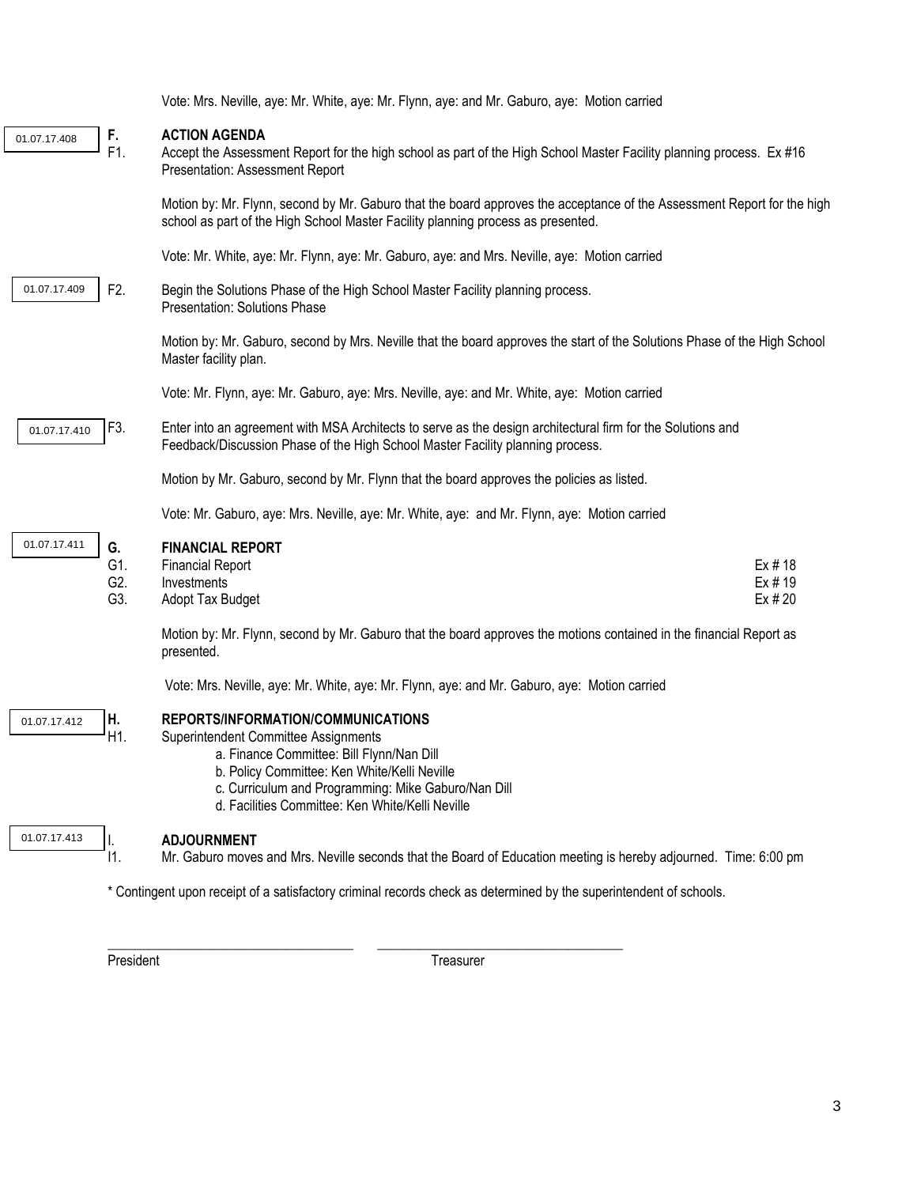Vote: Mrs. Neville, aye: Mr. White, aye: Mr. Flynn, aye: and Mr. Gaburo, aye: Motion carried

01.07.17.408

**F. ACTION AGENDA**

F1. Accept the Assessment Report for the high school as part of the High School Master Facility planning process. Ex #16
Presentation: Assessment Report

Motion by: Mr. Flynn, second by Mr. Gaburo that the board approves the acceptance of the Assessment Report for the high school as part of the High School Master Facility planning process as presented.

Vote: Mr. White, aye: Mr. Flynn, aye: Mr. Gaburo, aye: and Mrs. Neville, aye: Motion carried

01.07.17.409

F2. Begin the Solutions Phase of the High School Master Facility planning process.
Presentation: Solutions Phase

Motion by: Mr. Gaburo, second by Mrs. Neville that the board approves the start of the Solutions Phase of the High School Master facility plan.

Vote: Mr. Flynn, aye: Mr. Gaburo, aye: Mrs. Neville, aye: and Mr. White, aye: Motion carried

01.07.17.410

F3. Enter into an agreement with MSA Architects to serve as the design architectural firm for the Solutions and Feedback/Discussion Phase of the High School Master Facility planning process.

Motion by Mr. Gaburo, second by Mr. Flynn that the board approves the policies as listed.

Vote: Mr. Gaburo, aye: Mrs. Neville, aye: Mr. White, aye: and Mr. Flynn, aye: Motion carried

01.07.17.411

**G. FINANCIAL REPORT**

| | | |
|---|---|---|
| G1. | Financial Report | Ex # 18 |
| G2. | Investments | Ex # 19 |
| G3. | Adopt Tax Budget | Ex # 20 |

Motion by: Mr. Flynn, second by Mr. Gaburo that the board approves the motions contained in the financial Report as presented.

Vote: Mrs. Neville, aye: Mr. White, aye: Mr. Flynn, aye: and Mr. Gaburo, aye: Motion carried

01.07.17.412

**H. REPORTS/INFORMATION/COMMUNICATIONS**

H1. Superintendent Committee Assignments

a. Finance Committee: Bill Flynn/Nan Dill
b. Policy Committee: Ken White/Kelli Neville
c. Curriculum and Programming: Mike Gaburo/Nan Dill
d. Facilities Committee: Ken White/Kelli Neville

01.07.17.413

**I. ADJOURNMENT**

I1. Mr. Gaburo moves and Mrs. Neville seconds that the Board of Education meeting is hereby adjourned. Time: 6:00 pm

* Contingent upon receipt of a satisfactory criminal records check as determined by the superintendent of schools.

\_\_\_\_\_\_\_\_\_\_\_\_\_\_\_\_\_\_\_\_\_\_\_\_\_\_\_\_\_\_\_\_ \_\_\_\_\_\_\_\_\_\_\_\_\_\_\_\_\_\_\_\_\_\_\_\_\_\_\_\_\_\_\_\_

President Treasurer